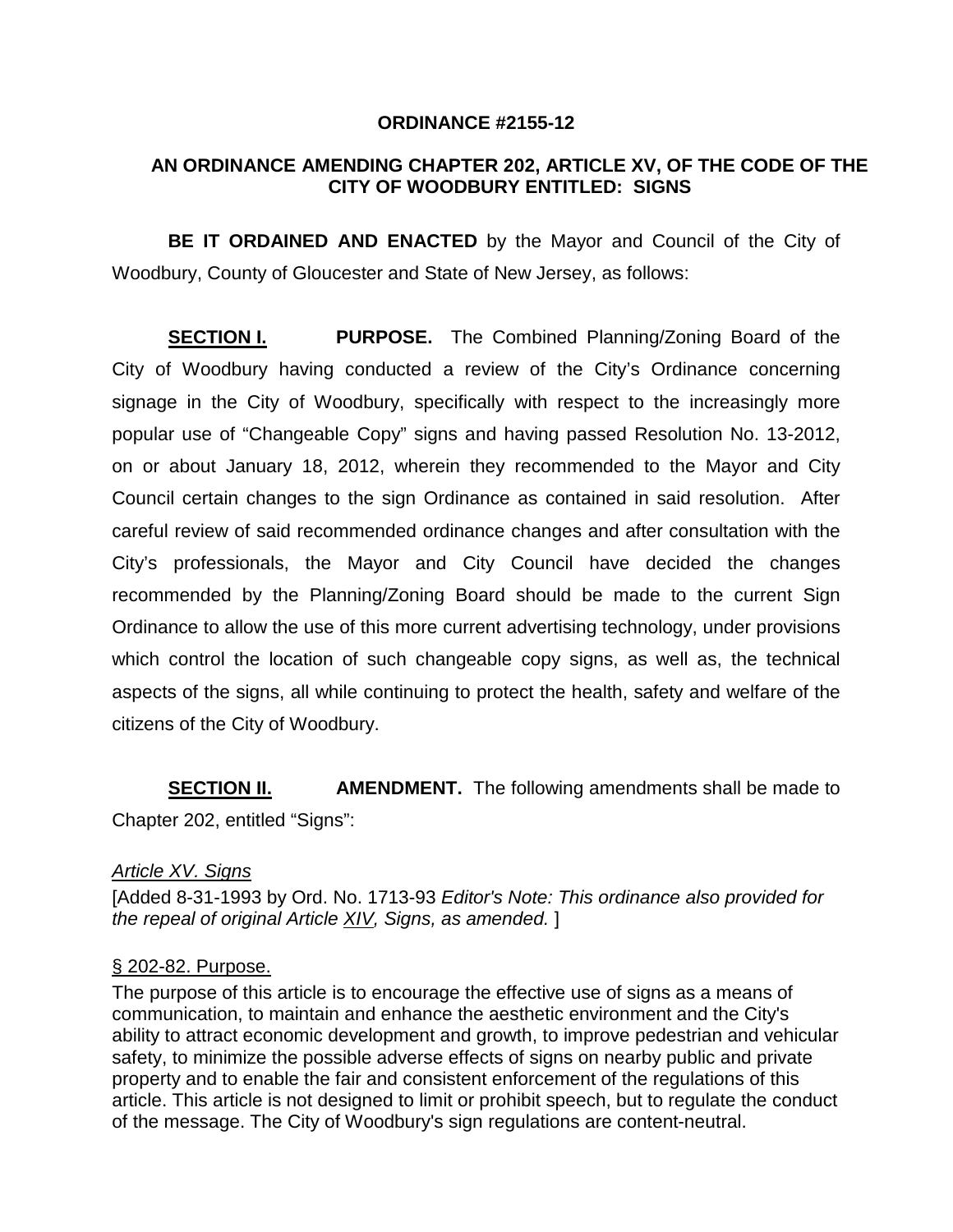**ORDINANCE #2155-12**

**AN ORDINANCE AMENDING CHAPTER 202, ARTICLE XV, OF THE CODE OF THE CITY OF WOODBURY ENTITLED: SIGNS**

**BE IT ORDAINED AND ENACTED** by the Mayor and Council of the City of Woodbury, County of Gloucester and State of New Jersey, as follows:

**SECTION I.** **PURPOSE.** The Combined Planning/Zoning Board of the City of Woodbury having conducted a review of the City's Ordinance concerning signage in the City of Woodbury, specifically with respect to the increasingly more popular use of "Changeable Copy" signs and having passed Resolution No. 13-2012, on or about January 18, 2012, wherein they recommended to the Mayor and City Council certain changes to the sign Ordinance as contained in said resolution. After careful review of said recommended ordinance changes and after consultation with the City's professionals, the Mayor and City Council have decided the changes recommended by the Planning/Zoning Board should be made to the current Sign Ordinance to allow the use of this more current advertising technology, under provisions which control the location of such changeable copy signs, as well as, the technical aspects of the signs, all while continuing to protect the health, safety and welfare of the citizens of the City of Woodbury.

**SECTION II.** **AMENDMENT.** The following amendments shall be made to Chapter 202, entitled "Signs":

*Article XV. Signs*

[Added 8-31-1993 by Ord. No. 1713-93 *Editor's Note: This ordinance also provided for the repeal of original Article XIV, Signs, as amended.* ]

§ 202-82. Purpose.

The purpose of this article is to encourage the effective use of signs as a means of communication, to maintain and enhance the aesthetic environment and the City's ability to attract economic development and growth, to improve pedestrian and vehicular safety, to minimize the possible adverse effects of signs on nearby public and private property and to enable the fair and consistent enforcement of the regulations of this article. This article is not designed to limit or prohibit speech, but to regulate the conduct of the message. The City of Woodbury's sign regulations are content-neutral.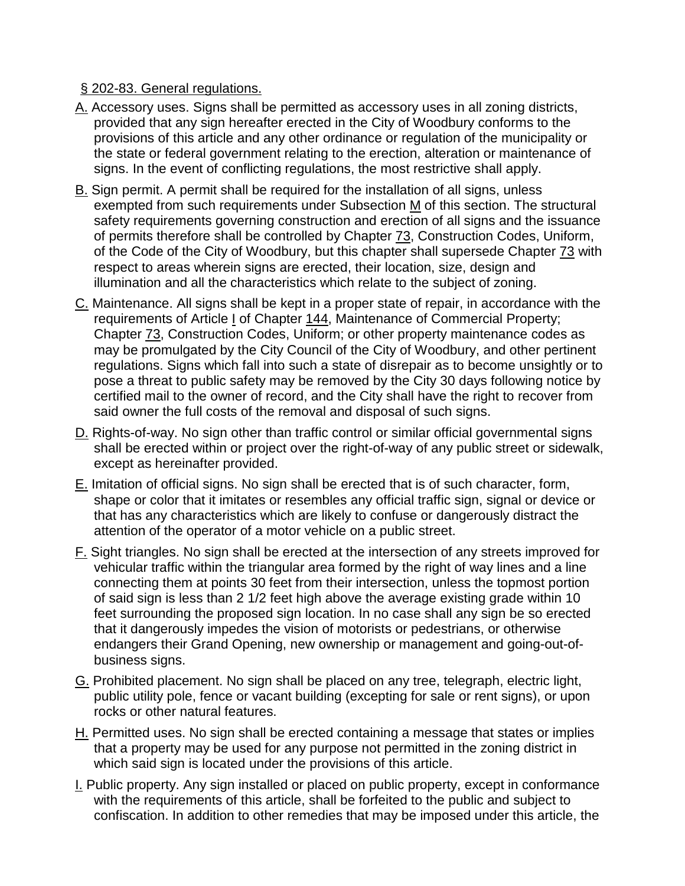§ 202-83. General regulations.

A. Accessory uses. Signs shall be permitted as accessory uses in all zoning districts, provided that any sign hereafter erected in the City of Woodbury conforms to the provisions of this article and any other ordinance or regulation of the municipality or the state or federal government relating to the erection, alteration or maintenance of signs. In the event of conflicting regulations, the most restrictive shall apply.

B. Sign permit. A permit shall be required for the installation of all signs, unless exempted from such requirements under Subsection M of this section. The structural safety requirements governing construction and erection of all signs and the issuance of permits therefore shall be controlled by Chapter 73, Construction Codes, Uniform, of the Code of the City of Woodbury, but this chapter shall supersede Chapter 73 with respect to areas wherein signs are erected, their location, size, design and illumination and all the characteristics which relate to the subject of zoning.

C. Maintenance. All signs shall be kept in a proper state of repair, in accordance with the requirements of Article I of Chapter 144, Maintenance of Commercial Property; Chapter 73, Construction Codes, Uniform; or other property maintenance codes as may be promulgated by the City Council of the City of Woodbury, and other pertinent regulations. Signs which fall into such a state of disrepair as to become unsightly or to pose a threat to public safety may be removed by the City 30 days following notice by certified mail to the owner of record, and the City shall have the right to recover from said owner the full costs of the removal and disposal of such signs.

D. Rights-of-way. No sign other than traffic control or similar official governmental signs shall be erected within or project over the right-of-way of any public street or sidewalk, except as hereinafter provided.

E. Imitation of official signs. No sign shall be erected that is of such character, form, shape or color that it imitates or resembles any official traffic sign, signal or device or that has any characteristics which are likely to confuse or dangerously distract the attention of the operator of a motor vehicle on a public street.

F. Sight triangles. No sign shall be erected at the intersection of any streets improved for vehicular traffic within the triangular area formed by the right of way lines and a line connecting them at points 30 feet from their intersection, unless the topmost portion of said sign is less than 2 1/2 feet high above the average existing grade within 10 feet surrounding the proposed sign location. In no case shall any sign be so erected that it dangerously impedes the vision of motorists or pedestrians, or otherwise endangers their Grand Opening, new ownership or management and going-out-of-business signs.

G. Prohibited placement. No sign shall be placed on any tree, telegraph, electric light, public utility pole, fence or vacant building (excepting for sale or rent signs), or upon rocks or other natural features.

H. Permitted uses. No sign shall be erected containing a message that states or implies that a property may be used for any purpose not permitted in the zoning district in which said sign is located under the provisions of this article.

I. Public property. Any sign installed or placed on public property, except in conformance with the requirements of this article, shall be forfeited to the public and subject to confiscation. In addition to other remedies that may be imposed under this article, the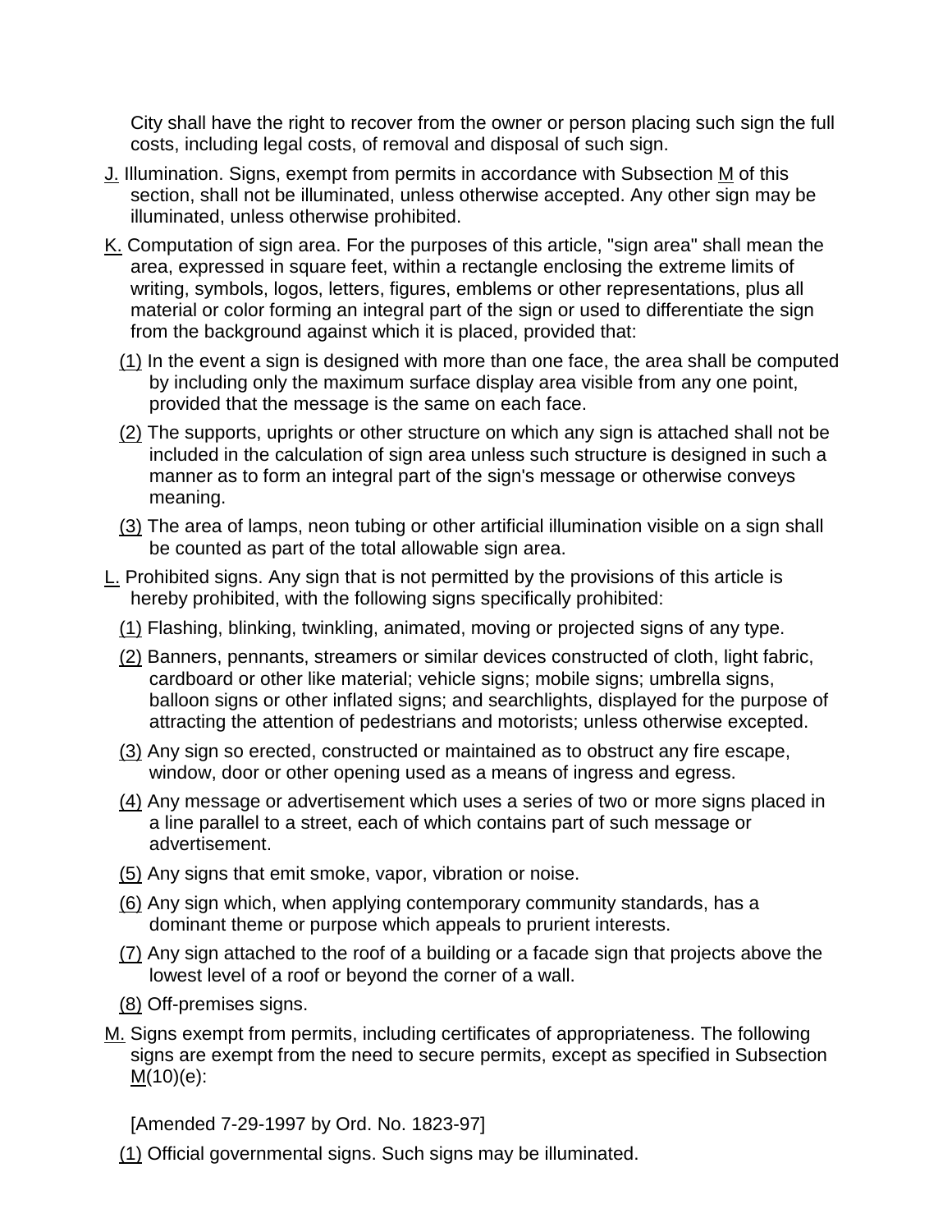City shall have the right to recover from the owner or person placing such sign the full costs, including legal costs, of removal and disposal of such sign.

J. Illumination. Signs, exempt from permits in accordance with Subsection M of this section, shall not be illuminated, unless otherwise accepted. Any other sign may be illuminated, unless otherwise prohibited.

K. Computation of sign area. For the purposes of this article, "sign area" shall mean the area, expressed in square feet, within a rectangle enclosing the extreme limits of writing, symbols, logos, letters, figures, emblems or other representations, plus all material or color forming an integral part of the sign or used to differentiate the sign from the background against which it is placed, provided that:

(1) In the event a sign is designed with more than one face, the area shall be computed by including only the maximum surface display area visible from any one point, provided that the message is the same on each face.

(2) The supports, uprights or other structure on which any sign is attached shall not be included in the calculation of sign area unless such structure is designed in such a manner as to form an integral part of the sign's message or otherwise conveys meaning.

(3) The area of lamps, neon tubing or other artificial illumination visible on a sign shall be counted as part of the total allowable sign area.

L. Prohibited signs. Any sign that is not permitted by the provisions of this article is hereby prohibited, with the following signs specifically prohibited:

(1) Flashing, blinking, twinkling, animated, moving or projected signs of any type.

(2) Banners, pennants, streamers or similar devices constructed of cloth, light fabric, cardboard or other like material; vehicle signs; mobile signs; umbrella signs, balloon signs or other inflated signs; and searchlights, displayed for the purpose of attracting the attention of pedestrians and motorists; unless otherwise excepted.

(3) Any sign so erected, constructed or maintained as to obstruct any fire escape, window, door or other opening used as a means of ingress and egress.

(4) Any message or advertisement which uses a series of two or more signs placed in a line parallel to a street, each of which contains part of such message or advertisement.

(5) Any signs that emit smoke, vapor, vibration or noise.

(6) Any sign which, when applying contemporary community standards, has a dominant theme or purpose which appeals to prurient interests.

(7) Any sign attached to the roof of a building or a facade sign that projects above the lowest level of a roof or beyond the corner of a wall.

(8) Off-premises signs.

M. Signs exempt from permits, including certificates of appropriateness. The following signs are exempt from the need to secure permits, except as specified in Subsection M(10)(e):

[Amended 7-29-1997 by Ord. No. 1823-97]

(1) Official governmental signs. Such signs may be illuminated.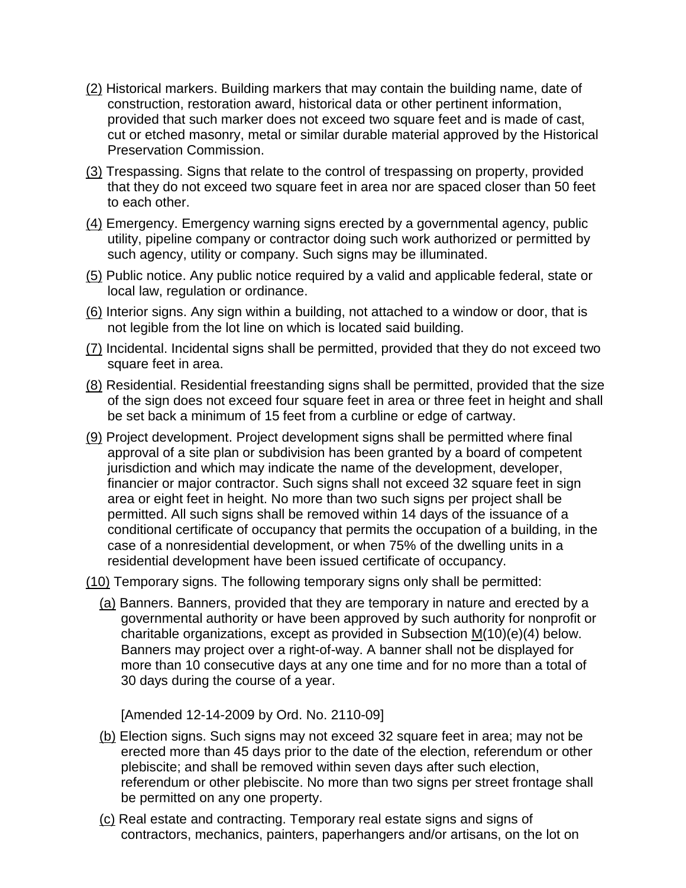(2) Historical markers. Building markers that may contain the building name, date of construction, restoration award, historical data or other pertinent information, provided that such marker does not exceed two square feet and is made of cast, cut or etched masonry, metal or similar durable material approved by the Historical Preservation Commission.

(3) Trespassing. Signs that relate to the control of trespassing on property, provided that they do not exceed two square feet in area nor are spaced closer than 50 feet to each other.

(4) Emergency. Emergency warning signs erected by a governmental agency, public utility, pipeline company or contractor doing such work authorized or permitted by such agency, utility or company. Such signs may be illuminated.

(5) Public notice. Any public notice required by a valid and applicable federal, state or local law, regulation or ordinance.

(6) Interior signs. Any sign within a building, not attached to a window or door, that is not legible from the lot line on which is located said building.

(7) Incidental. Incidental signs shall be permitted, provided that they do not exceed two square feet in area.

(8) Residential. Residential freestanding signs shall be permitted, provided that the size of the sign does not exceed four square feet in area or three feet in height and shall be set back a minimum of 15 feet from a curbline or edge of cartway.

(9) Project development. Project development signs shall be permitted where final approval of a site plan or subdivision has been granted by a board of competent jurisdiction and which may indicate the name of the development, developer, financier or major contractor. Such signs shall not exceed 32 square feet in sign area or eight feet in height. No more than two such signs per project shall be permitted. All such signs shall be removed within 14 days of the issuance of a conditional certificate of occupancy that permits the occupation of a building, in the case of a nonresidential development, or when 75% of the dwelling units in a residential development have been issued certificate of occupancy.

(10) Temporary signs. The following temporary signs only shall be permitted:

(a) Banners. Banners, provided that they are temporary in nature and erected by a governmental authority or have been approved by such authority for nonprofit or charitable organizations, except as provided in Subsection M(10)(e)(4) below. Banners may project over a right-of-way. A banner shall not be displayed for more than 10 consecutive days at any one time and for no more than a total of 30 days during the course of a year.

[Amended 12-14-2009 by Ord. No. 2110-09]

(b) Election signs. Such signs may not exceed 32 square feet in area; may not be erected more than 45 days prior to the date of the election, referendum or other plebiscite; and shall be removed within seven days after such election, referendum or other plebiscite. No more than two signs per street frontage shall be permitted on any one property.

(c) Real estate and contracting. Temporary real estate signs and signs of contractors, mechanics, painters, paperhangers and/or artisans, on the lot on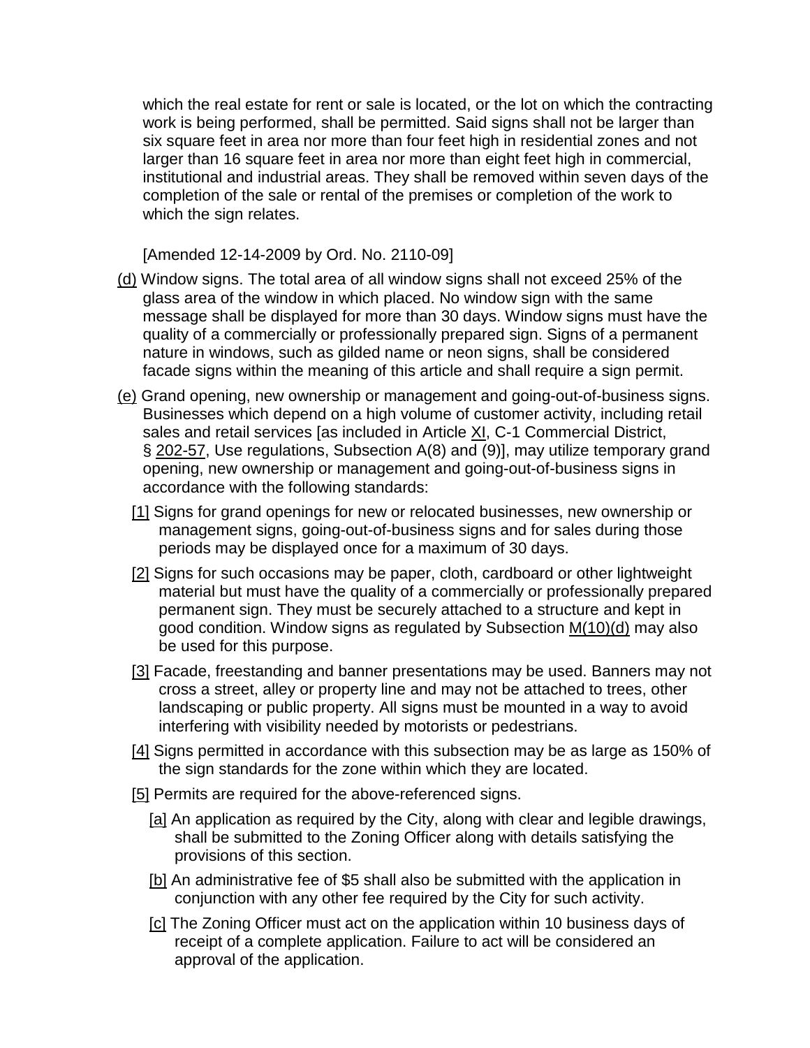which the real estate for rent or sale is located, or the lot on which the contracting work is being performed, shall be permitted. Said signs shall not be larger than six square feet in area nor more than four feet high in residential zones and not larger than 16 square feet in area nor more than eight feet high in commercial, institutional and industrial areas. They shall be removed within seven days of the completion of the sale or rental of the premises or completion of the work to which the sign relates.

[Amended 12-14-2009 by Ord. No. 2110-09]

(d) Window signs. The total area of all window signs shall not exceed 25% of the glass area of the window in which placed. No window sign with the same message shall be displayed for more than 30 days. Window signs must have the quality of a commercially or professionally prepared sign. Signs of a permanent nature in windows, such as gilded name or neon signs, shall be considered facade signs within the meaning of this article and shall require a sign permit.

(e) Grand opening, new ownership or management and going-out-of-business signs. Businesses which depend on a high volume of customer activity, including retail sales and retail services [as included in Article XI, C-1 Commercial District, § 202-57, Use regulations, Subsection A(8) and (9)], may utilize temporary grand opening, new ownership or management and going-out-of-business signs in accordance with the following standards:

[1] Signs for grand openings for new or relocated businesses, new ownership or management signs, going-out-of-business signs and for sales during those periods may be displayed once for a maximum of 30 days.

[2] Signs for such occasions may be paper, cloth, cardboard or other lightweight material but must have the quality of a commercially or professionally prepared permanent sign. They must be securely attached to a structure and kept in good condition. Window signs as regulated by Subsection M(10)(d) may also be used for this purpose.

[3] Facade, freestanding and banner presentations may be used. Banners may not cross a street, alley or property line and may not be attached to trees, other landscaping or public property. All signs must be mounted in a way to avoid interfering with visibility needed by motorists or pedestrians.

[4] Signs permitted in accordance with this subsection may be as large as 150% of the sign standards for the zone within which they are located.

[5] Permits are required for the above-referenced signs.

[a] An application as required by the City, along with clear and legible drawings, shall be submitted to the Zoning Officer along with details satisfying the provisions of this section.

[b] An administrative fee of $5 shall also be submitted with the application in conjunction with any other fee required by the City for such activity.

[c] The Zoning Officer must act on the application within 10 business days of receipt of a complete application. Failure to act will be considered an approval of the application.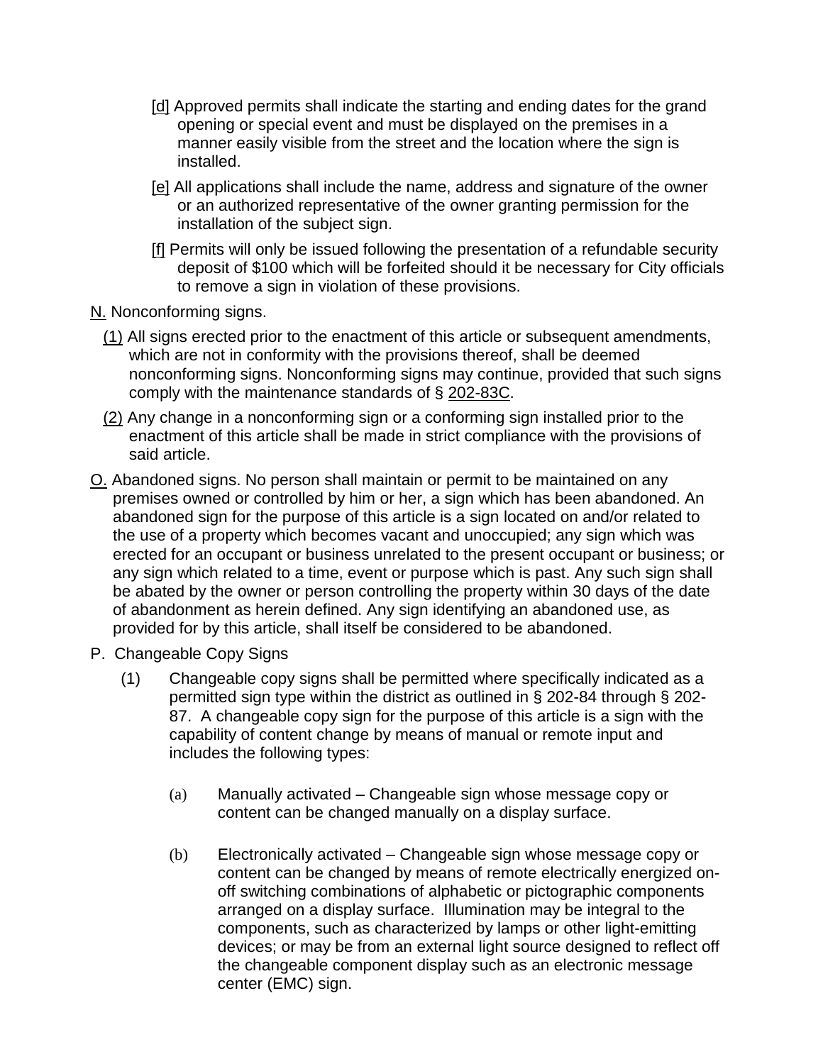[d] Approved permits shall indicate the starting and ending dates for the grand opening or special event and must be displayed on the premises in a manner easily visible from the street and the location where the sign is installed.

[e] All applications shall include the name, address and signature of the owner or an authorized representative of the owner granting permission for the installation of the subject sign.

[f] Permits will only be issued following the presentation of a refundable security deposit of $100 which will be forfeited should it be necessary for City officials to remove a sign in violation of these provisions.

N. Nonconforming signs.

(1) All signs erected prior to the enactment of this article or subsequent amendments, which are not in conformity with the provisions thereof, shall be deemed nonconforming signs. Nonconforming signs may continue, provided that such signs comply with the maintenance standards of § 202-83C.

(2) Any change in a nonconforming sign or a conforming sign installed prior to the enactment of this article shall be made in strict compliance with the provisions of said article.

O. Abandoned signs. No person shall maintain or permit to be maintained on any premises owned or controlled by him or her, a sign which has been abandoned. An abandoned sign for the purpose of this article is a sign located on and/or related to the use of a property which becomes vacant and unoccupied; any sign which was erected for an occupant or business unrelated to the present occupant or business; or any sign which related to a time, event or purpose which is past. Any such sign shall be abated by the owner or person controlling the property within 30 days of the date of abandonment as herein defined. Any sign identifying an abandoned use, as provided for by this article, shall itself be considered to be abandoned.

P. Changeable Copy Signs

(1) Changeable copy signs shall be permitted where specifically indicated as a permitted sign type within the district as outlined in § 202-84 through § 202-87. A changeable copy sign for the purpose of this article is a sign with the capability of content change by means of manual or remote input and includes the following types:

(a) Manually activated – Changeable sign whose message copy or content can be changed manually on a display surface.

(b) Electronically activated – Changeable sign whose message copy or content can be changed by means of remote electrically energized on-off switching combinations of alphabetic or pictographic components arranged on a display surface. Illumination may be integral to the components, such as characterized by lamps or other light-emitting devices; or may be from an external light source designed to reflect off the changeable component display such as an electronic message center (EMC) sign.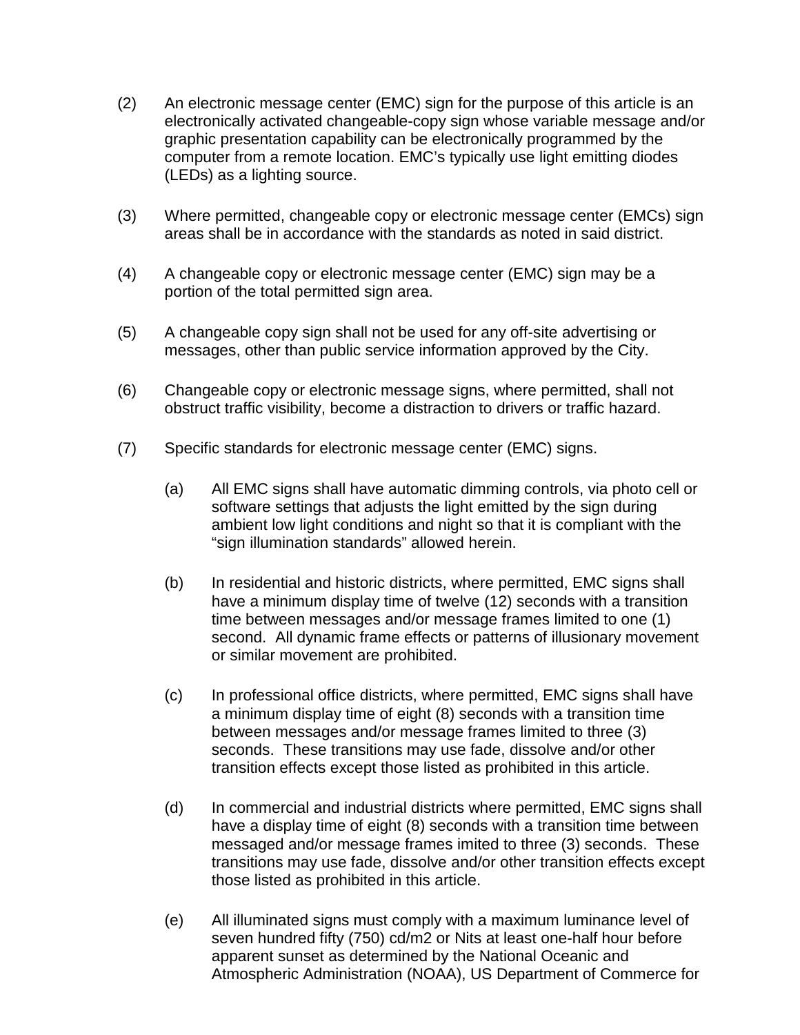(2) An electronic message center (EMC) sign for the purpose of this article is an electronically activated changeable-copy sign whose variable message and/or graphic presentation capability can be electronically programmed by the computer from a remote location. EMC's typically use light emitting diodes (LEDs) as a lighting source.

(3) Where permitted, changeable copy or electronic message center (EMCs) sign areas shall be in accordance with the standards as noted in said district.

(4) A changeable copy or electronic message center (EMC) sign may be a portion of the total permitted sign area.

(5) A changeable copy sign shall not be used for any off-site advertising or messages, other than public service information approved by the City.

(6) Changeable copy or electronic message signs, where permitted, shall not obstruct traffic visibility, become a distraction to drivers or traffic hazard.

(7) Specific standards for electronic message center (EMC) signs.

   (a) All EMC signs shall have automatic dimming controls, via photo cell or software settings that adjusts the light emitted by the sign during ambient low light conditions and night so that it is compliant with the "sign illumination standards" allowed herein.

   (b) In residential and historic districts, where permitted, EMC signs shall have a minimum display time of twelve (12) seconds with a transition time between messages and/or message frames limited to one (1) second. All dynamic frame effects or patterns of illusionary movement or similar movement are prohibited.

   (c) In professional office districts, where permitted, EMC signs shall have a minimum display time of eight (8) seconds with a transition time between messages and/or message frames limited to three (3) seconds. These transitions may use fade, dissolve and/or other transition effects except those listed as prohibited in this article.

   (d) In commercial and industrial districts where permitted, EMC signs shall have a display time of eight (8) seconds with a transition time between messaged and/or message frames imited to three (3) seconds. These transitions may use fade, dissolve and/or other transition effects except those listed as prohibited in this article.

   (e) All illuminated signs must comply with a maximum luminance level of seven hundred fifty (750) cd/m2 or Nits at least one-half hour before apparent sunset as determined by the National Oceanic and Atmospheric Administration (NOAA), US Department of Commerce for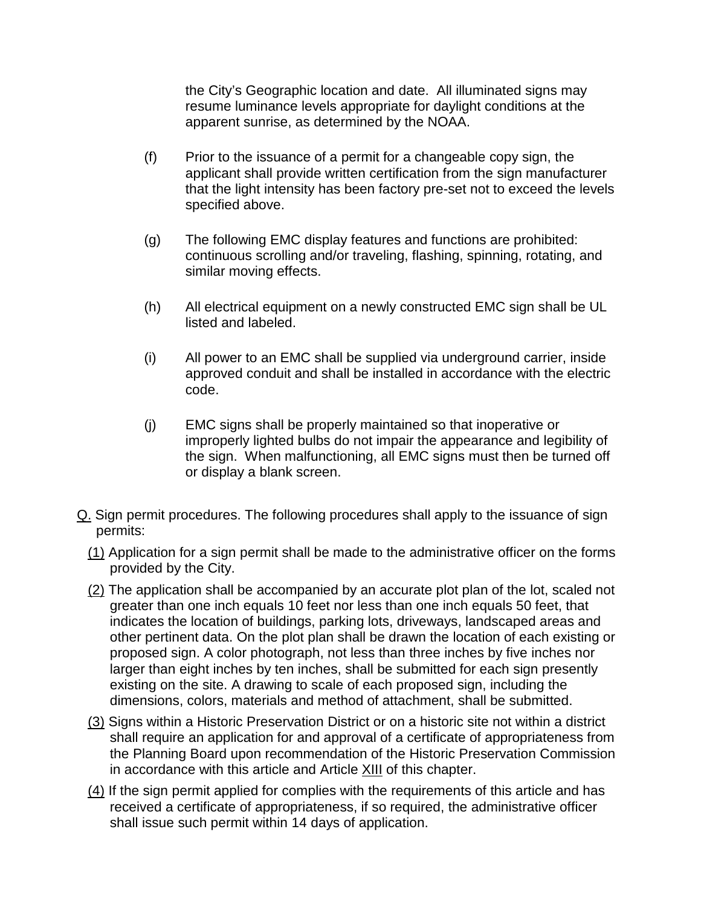the City's Geographic location and date. All illuminated signs may resume luminance levels appropriate for daylight conditions at the apparent sunrise, as determined by the NOAA.

(f) Prior to the issuance of a permit for a changeable copy sign, the applicant shall provide written certification from the sign manufacturer that the light intensity has been factory pre-set not to exceed the levels specified above.

(g) The following EMC display features and functions are prohibited: continuous scrolling and/or traveling, flashing, spinning, rotating, and similar moving effects.

(h) All electrical equipment on a newly constructed EMC sign shall be UL listed and labeled.

(i) All power to an EMC shall be supplied via underground carrier, inside approved conduit and shall be installed in accordance with the electric code.

(j) EMC signs shall be properly maintained so that inoperative or improperly lighted bulbs do not impair the appearance and legibility of the sign. When malfunctioning, all EMC signs must then be turned off or display a blank screen.

Q. Sign permit procedures. The following procedures shall apply to the issuance of sign permits:

(1) Application for a sign permit shall be made to the administrative officer on the forms provided by the City.

(2) The application shall be accompanied by an accurate plot plan of the lot, scaled not greater than one inch equals 10 feet nor less than one inch equals 50 feet, that indicates the location of buildings, parking lots, driveways, landscaped areas and other pertinent data. On the plot plan shall be drawn the location of each existing or proposed sign. A color photograph, not less than three inches by five inches nor larger than eight inches by ten inches, shall be submitted for each sign presently existing on the site. A drawing to scale of each proposed sign, including the dimensions, colors, materials and method of attachment, shall be submitted.

(3) Signs within a Historic Preservation District or on a historic site not within a district shall require an application for and approval of a certificate of appropriateness from the Planning Board upon recommendation of the Historic Preservation Commission in accordance with this article and Article XIII of this chapter.

(4) If the sign permit applied for complies with the requirements of this article and has received a certificate of appropriateness, if so required, the administrative officer shall issue such permit within 14 days of application.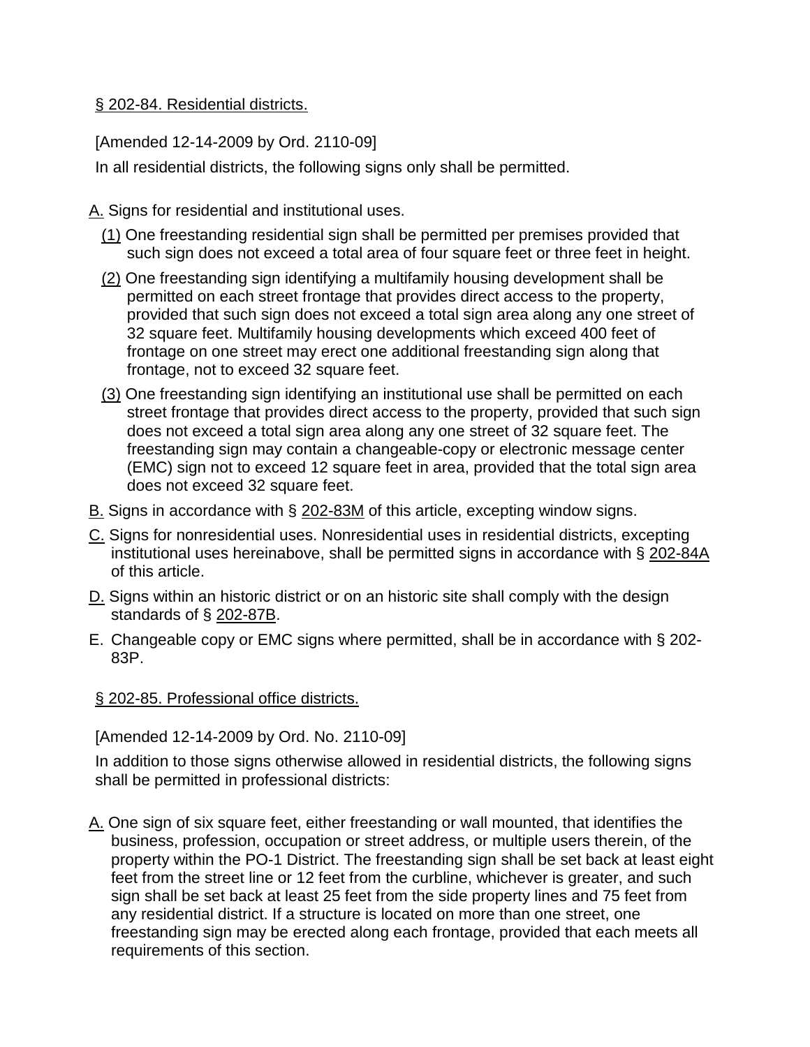## § 202-84. Residential districts.

[Amended 12-14-2009 by Ord. 2110-09]

In all residential districts, the following signs only shall be permitted.

A. Signs for residential and institutional uses.

(1) One freestanding residential sign shall be permitted per premises provided that such sign does not exceed a total area of four square feet or three feet in height.

(2) One freestanding sign identifying a multifamily housing development shall be permitted on each street frontage that provides direct access to the property, provided that such sign does not exceed a total sign area along any one street of 32 square feet. Multifamily housing developments which exceed 400 feet of frontage on one street may erect one additional freestanding sign along that frontage, not to exceed 32 square feet.

(3) One freestanding sign identifying an institutional use shall be permitted on each street frontage that provides direct access to the property, provided that such sign does not exceed a total sign area along any one street of 32 square feet. The freestanding sign may contain a changeable-copy or electronic message center (EMC) sign not to exceed 12 square feet in area, provided that the total sign area does not exceed 32 square feet.

B. Signs in accordance with § 202-83M of this article, excepting window signs.

C. Signs for nonresidential uses. Nonresidential uses in residential districts, excepting institutional uses hereinabove, shall be permitted signs in accordance with § 202-84A of this article.

D. Signs within an historic district or on an historic site shall comply with the design standards of § 202-87B.

E. Changeable copy or EMC signs where permitted, shall be in accordance with § 202-83P.

## § 202-85. Professional office districts.

[Amended 12-14-2009 by Ord. No. 2110-09]

In addition to those signs otherwise allowed in residential districts, the following signs shall be permitted in professional districts:

A. One sign of six square feet, either freestanding or wall mounted, that identifies the business, profession, occupation or street address, or multiple users therein, of the property within the PO-1 District. The freestanding sign shall be set back at least eight feet from the street line or 12 feet from the curbline, whichever is greater, and such sign shall be set back at least 25 feet from the side property lines and 75 feet from any residential district. If a structure is located on more than one street, one freestanding sign may be erected along each frontage, provided that each meets all requirements of this section.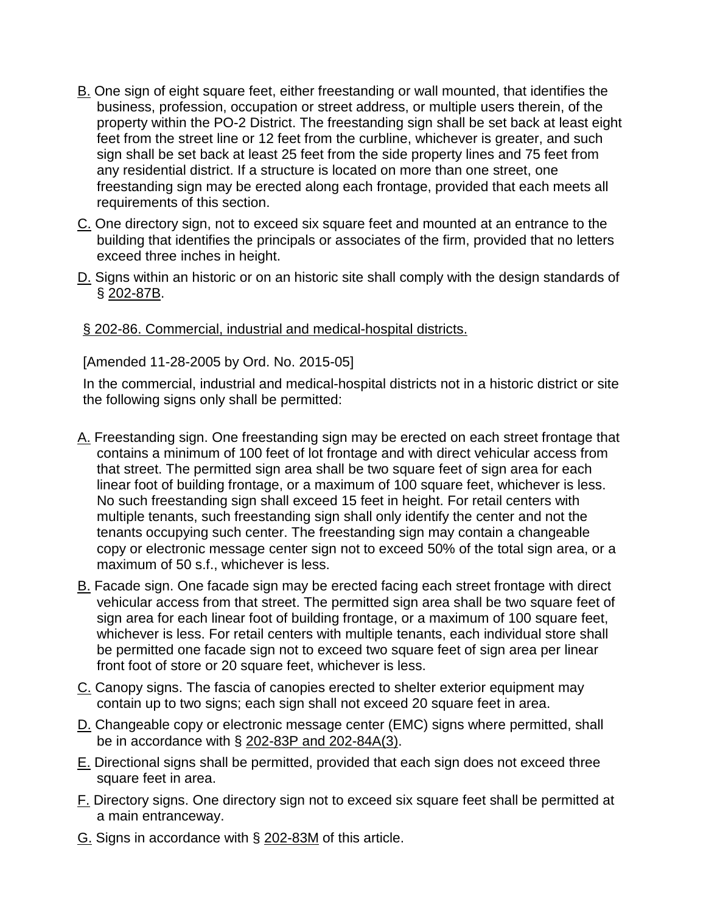B. One sign of eight square feet, either freestanding or wall mounted, that identifies the business, profession, occupation or street address, or multiple users therein, of the property within the PO-2 District. The freestanding sign shall be set back at least eight feet from the street line or 12 feet from the curbline, whichever is greater, and such sign shall be set back at least 25 feet from the side property lines and 75 feet from any residential district. If a structure is located on more than one street, one freestanding sign may be erected along each frontage, provided that each meets all requirements of this section.

C. One directory sign, not to exceed six square feet and mounted at an entrance to the building that identifies the principals or associates of the firm, provided that no letters exceed three inches in height.

D. Signs within an historic or on an historic site shall comply with the design standards of § 202-87B.

## § 202-86. Commercial, industrial and medical-hospital districts.

[Amended 11-28-2005 by Ord. No. 2015-05]

In the commercial, industrial and medical-hospital districts not in a historic district or site the following signs only shall be permitted:

A. Freestanding sign. One freestanding sign may be erected on each street frontage that contains a minimum of 100 feet of lot frontage and with direct vehicular access from that street. The permitted sign area shall be two square feet of sign area for each linear foot of building frontage, or a maximum of 100 square feet, whichever is less. No such freestanding sign shall exceed 15 feet in height. For retail centers with multiple tenants, such freestanding sign shall only identify the center and not the tenants occupying such center. The freestanding sign may contain a changeable copy or electronic message center sign not to exceed 50% of the total sign area, or a maximum of 50 s.f., whichever is less.

B. Facade sign. One facade sign may be erected facing each street frontage with direct vehicular access from that street. The permitted sign area shall be two square feet of sign area for each linear foot of building frontage, or a maximum of 100 square feet, whichever is less. For retail centers with multiple tenants, each individual store shall be permitted one facade sign not to exceed two square feet of sign area per linear front foot of store or 20 square feet, whichever is less.

C. Canopy signs. The fascia of canopies erected to shelter exterior equipment may contain up to two signs; each sign shall not exceed 20 square feet in area.

D. Changeable copy or electronic message center (EMC) signs where permitted, shall be in accordance with § 202-83P and 202-84A(3).

E. Directional signs shall be permitted, provided that each sign does not exceed three square feet in area.

F. Directory signs. One directory sign not to exceed six square feet shall be permitted at a main entranceway.

G. Signs in accordance with § 202-83M of this article.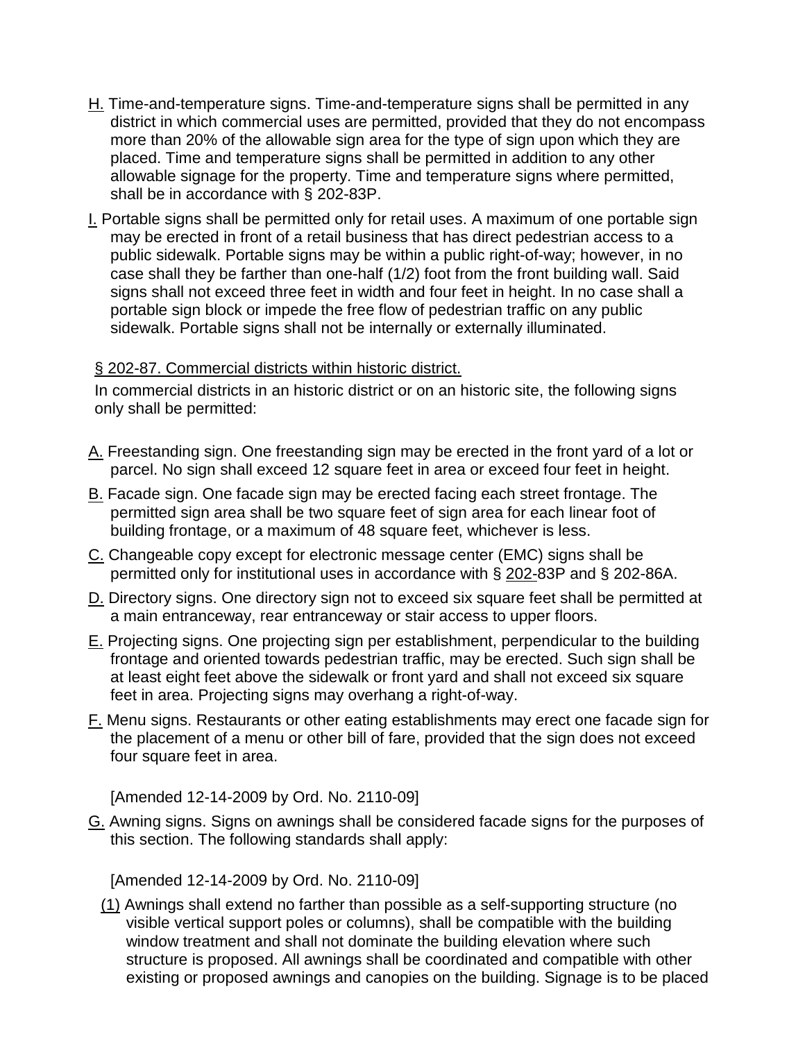H. Time-and-temperature signs. Time-and-temperature signs shall be permitted in any district in which commercial uses are permitted, provided that they do not encompass more than 20% of the allowable sign area for the type of sign upon which they are placed. Time and temperature signs shall be permitted in addition to any other allowable signage for the property. Time and temperature signs where permitted, shall be in accordance with § 202-83P.

I. Portable signs shall be permitted only for retail uses. A maximum of one portable sign may be erected in front of a retail business that has direct pedestrian access to a public sidewalk. Portable signs may be within a public right-of-way; however, in no case shall they be farther than one-half (1/2) foot from the front building wall. Said signs shall not exceed three feet in width and four feet in height. In no case shall a portable sign block or impede the free flow of pedestrian traffic on any public sidewalk. Portable signs shall not be internally or externally illuminated.

## § 202-87. Commercial districts within historic district.

In commercial districts in an historic district or on an historic site, the following signs only shall be permitted:

A. Freestanding sign. One freestanding sign may be erected in the front yard of a lot or parcel. No sign shall exceed 12 square feet in area or exceed four feet in height.

B. Facade sign. One facade sign may be erected facing each street frontage. The permitted sign area shall be two square feet of sign area for each linear foot of building frontage, or a maximum of 48 square feet, whichever is less.

C. Changeable copy except for electronic message center (EMC) signs shall be permitted only for institutional uses in accordance with § 202-83P and § 202-86A.

D. Directory signs. One directory sign not to exceed six square feet shall be permitted at a main entranceway, rear entranceway or stair access to upper floors.

E. Projecting signs. One projecting sign per establishment, perpendicular to the building frontage and oriented towards pedestrian traffic, may be erected. Such sign shall be at least eight feet above the sidewalk or front yard and shall not exceed six square feet in area. Projecting signs may overhang a right-of-way.

F. Menu signs. Restaurants or other eating establishments may erect one facade sign for the placement of a menu or other bill of fare, provided that the sign does not exceed four square feet in area.

[Amended 12-14-2009 by Ord. No. 2110-09]

G. Awning signs. Signs on awnings shall be considered facade signs for the purposes of this section. The following standards shall apply:

[Amended 12-14-2009 by Ord. No. 2110-09]

(1) Awnings shall extend no farther than possible as a self-supporting structure (no visible vertical support poles or columns), shall be compatible with the building window treatment and shall not dominate the building elevation where such structure is proposed. All awnings shall be coordinated and compatible with other existing or proposed awnings and canopies on the building. Signage is to be placed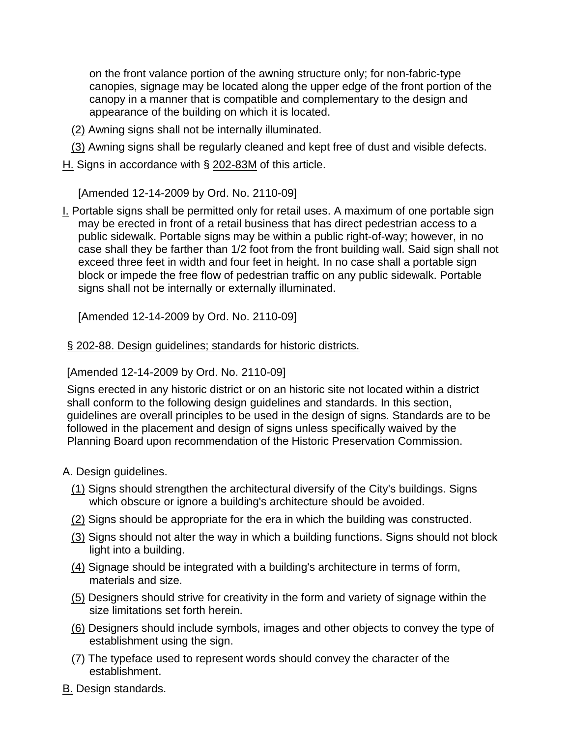on the front valance portion of the awning structure only; for non-fabric-type canopies, signage may be located along the upper edge of the front portion of the canopy in a manner that is compatible and complementary to the design and appearance of the building on which it is located.

(2) Awning signs shall not be internally illuminated.

(3) Awning signs shall be regularly cleaned and kept free of dust and visible defects.

H. Signs in accordance with § 202-83M of this article.

[Amended 12-14-2009 by Ord. No. 2110-09]

I. Portable signs shall be permitted only for retail uses. A maximum of one portable sign may be erected in front of a retail business that has direct pedestrian access to a public sidewalk. Portable signs may be within a public right-of-way; however, in no case shall they be farther than 1/2 foot from the front building wall. Said sign shall not exceed three feet in width and four feet in height. In no case shall a portable sign block or impede the free flow of pedestrian traffic on any public sidewalk. Portable signs shall not be internally or externally illuminated.

[Amended 12-14-2009 by Ord. No. 2110-09]

## § 202-88. Design guidelines; standards for historic districts.

[Amended 12-14-2009 by Ord. No. 2110-09]

Signs erected in any historic district or on an historic site not located within a district shall conform to the following design guidelines and standards. In this section, guidelines are overall principles to be used in the design of signs. Standards are to be followed in the placement and design of signs unless specifically waived by the Planning Board upon recommendation of the Historic Preservation Commission.

A. Design guidelines.

(1) Signs should strengthen the architectural diversify of the City's buildings. Signs which obscure or ignore a building's architecture should be avoided.

(2) Signs should be appropriate for the era in which the building was constructed.

(3) Signs should not alter the way in which a building functions. Signs should not block light into a building.

(4) Signage should be integrated with a building's architecture in terms of form, materials and size.

(5) Designers should strive for creativity in the form and variety of signage within the size limitations set forth herein.

(6) Designers should include symbols, images and other objects to convey the type of establishment using the sign.

(7) The typeface used to represent words should convey the character of the establishment.

B. Design standards.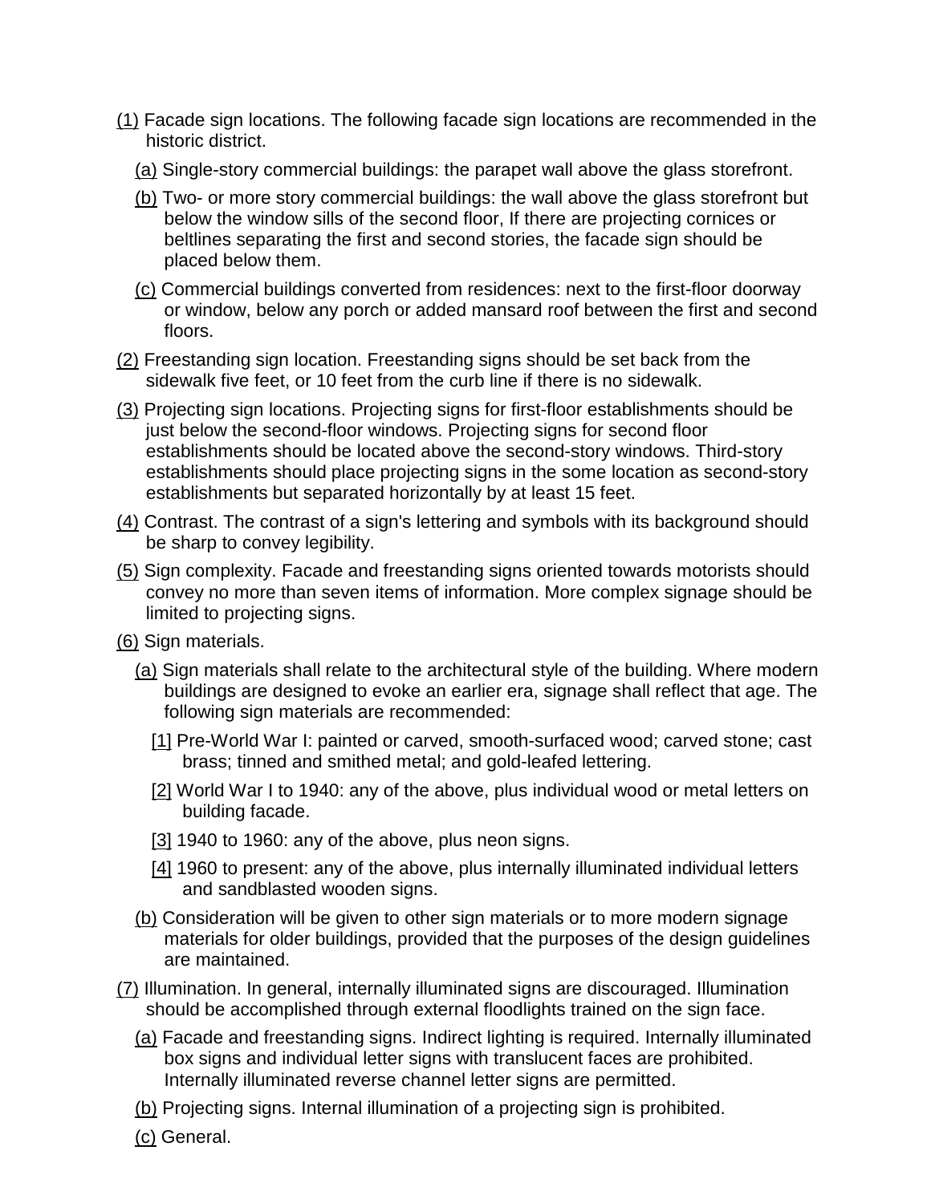(1) Facade sign locations. The following facade sign locations are recommended in the historic district.

(a) Single-story commercial buildings: the parapet wall above the glass storefront.

(b) Two- or more story commercial buildings: the wall above the glass storefront but below the window sills of the second floor, If there are projecting cornices or beltlines separating the first and second stories, the facade sign should be placed below them.

(c) Commercial buildings converted from residences: next to the first-floor doorway or window, below any porch or added mansard roof between the first and second floors.

(2) Freestanding sign location. Freestanding signs should be set back from the sidewalk five feet, or 10 feet from the curb line if there is no sidewalk.

(3) Projecting sign locations. Projecting signs for first-floor establishments should be just below the second-floor windows. Projecting signs for second floor establishments should be located above the second-story windows. Third-story establishments should place projecting signs in the some location as second-story establishments but separated horizontally by at least 15 feet.

(4) Contrast. The contrast of a sign's lettering and symbols with its background should be sharp to convey legibility.

(5) Sign complexity. Facade and freestanding signs oriented towards motorists should convey no more than seven items of information. More complex signage should be limited to projecting signs.

(6) Sign materials.

(a) Sign materials shall relate to the architectural style of the building. Where modern buildings are designed to evoke an earlier era, signage shall reflect that age. The following sign materials are recommended:

[1] Pre-World War I: painted or carved, smooth-surfaced wood; carved stone; cast brass; tinned and smithed metal; and gold-leafed lettering.

[2] World War I to 1940: any of the above, plus individual wood or metal letters on building facade.

[3] 1940 to 1960: any of the above, plus neon signs.

[4] 1960 to present: any of the above, plus internally illuminated individual letters and sandblasted wooden signs.

(b) Consideration will be given to other sign materials or to more modern signage materials for older buildings, provided that the purposes of the design guidelines are maintained.

(7) Illumination. In general, internally illuminated signs are discouraged. Illumination should be accomplished through external floodlights trained on the sign face.

(a) Facade and freestanding signs. Indirect lighting is required. Internally illuminated box signs and individual letter signs with translucent faces are prohibited. Internally illuminated reverse channel letter signs are permitted.

(b) Projecting signs. Internal illumination of a projecting sign is prohibited.

(c) General.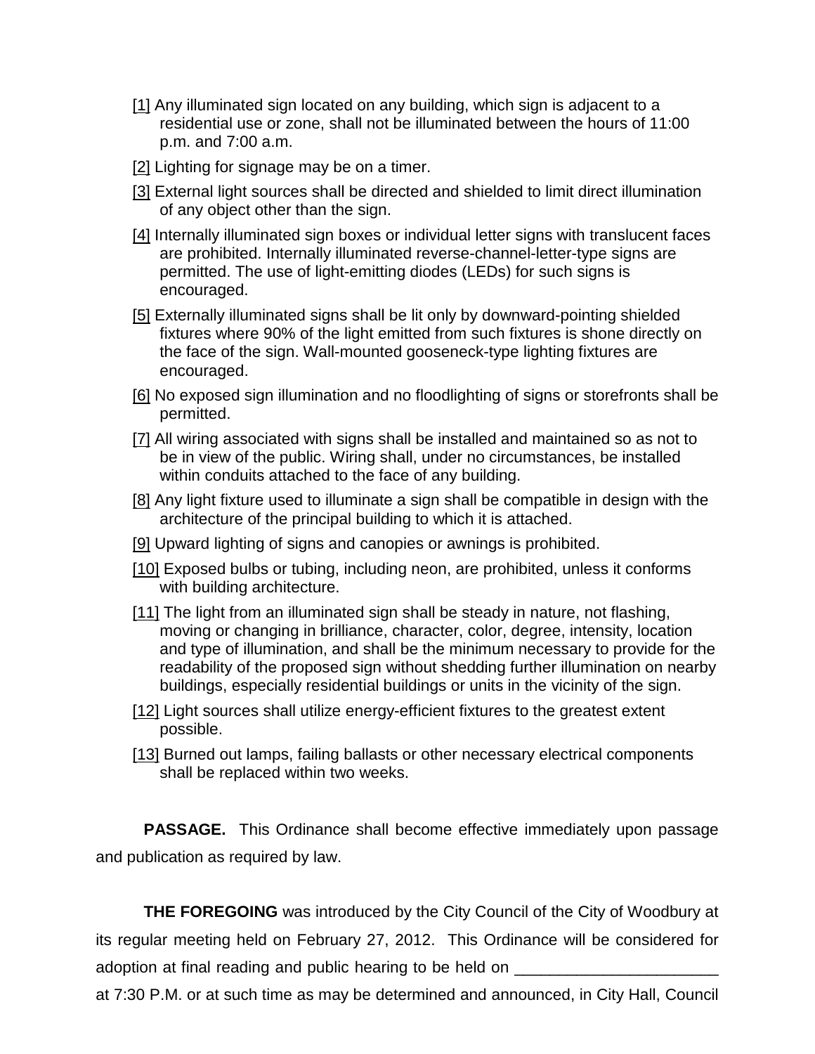[1] Any illuminated sign located on any building, which sign is adjacent to a residential use or zone, shall not be illuminated between the hours of 11:00 p.m. and 7:00 a.m.

[2] Lighting for signage may be on a timer.

[3] External light sources shall be directed and shielded to limit direct illumination of any object other than the sign.

[4] Internally illuminated sign boxes or individual letter signs with translucent faces are prohibited. Internally illuminated reverse-channel-letter-type signs are permitted. The use of light-emitting diodes (LEDs) for such signs is encouraged.

[5] Externally illuminated signs shall be lit only by downward-pointing shielded fixtures where 90% of the light emitted from such fixtures is shone directly on the face of the sign. Wall-mounted gooseneck-type lighting fixtures are encouraged.

[6] No exposed sign illumination and no floodlighting of signs or storefronts shall be permitted.

[7] All wiring associated with signs shall be installed and maintained so as not to be in view of the public. Wiring shall, under no circumstances, be installed within conduits attached to the face of any building.

[8] Any light fixture used to illuminate a sign shall be compatible in design with the architecture of the principal building to which it is attached.

[9] Upward lighting of signs and canopies or awnings is prohibited.

[10] Exposed bulbs or tubing, including neon, are prohibited, unless it conforms with building architecture.

[11] The light from an illuminated sign shall be steady in nature, not flashing, moving or changing in brilliance, character, color, degree, intensity, location and type of illumination, and shall be the minimum necessary to provide for the readability of the proposed sign without shedding further illumination on nearby buildings, especially residential buildings or units in the vicinity of the sign.

[12] Light sources shall utilize energy-efficient fixtures to the greatest extent possible.

[13] Burned out lamps, failing ballasts or other necessary electrical components shall be replaced within two weeks.

**PASSAGE.** This Ordinance shall become effective immediately upon passage and publication as required by law.

**THE FOREGOING** was introduced by the City Council of the City of Woodbury at its regular meeting held on February 27, 2012. This Ordinance will be considered for adoption at final reading and public hearing to be held on _______________________ at 7:30 P.M. or at such time as may be determined and announced, in City Hall, Council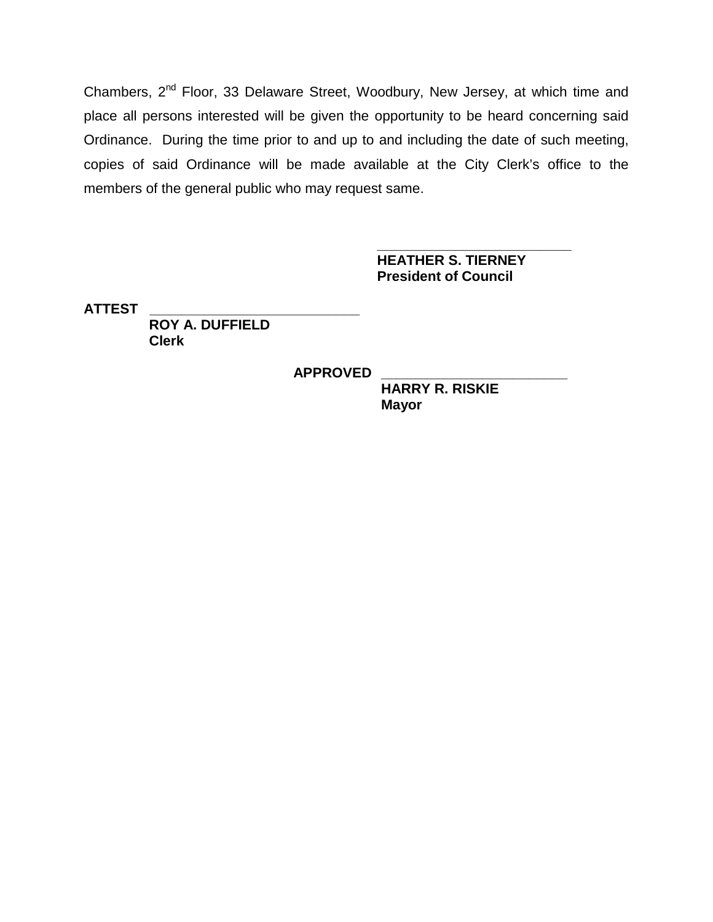Chambers, 2nd Floor, 33 Delaware Street, Woodbury, New Jersey, at which time and place all persons interested will be given the opportunity to be heard concerning said Ordinance. During the time prior to and up to and including the date of such meeting, copies of said Ordinance will be made available at the City Clerk's office to the members of the general public who may request same.

\_\_\_\_\_\_\_\_\_\_\_\_\_\_\_\_\_\_\_\_\_\_\_\_\_\_\_\_
**HEATHER S. TIERNEY**
**President of Council**

**ATTEST** \_\_\_\_\_\_\_\_\_\_\_\_\_\_\_\_\_\_\_\_\_\_\_\_\_\_\_\_
**ROY A. DUFFIELD**
**Clerk**

**APPROVED** \_\_\_\_\_\_\_\_\_\_\_\_\_\_\_\_\_\_\_\_\_\_\_\_\_\_\_\_
**HARRY R. RISKIE**
**Mayor**